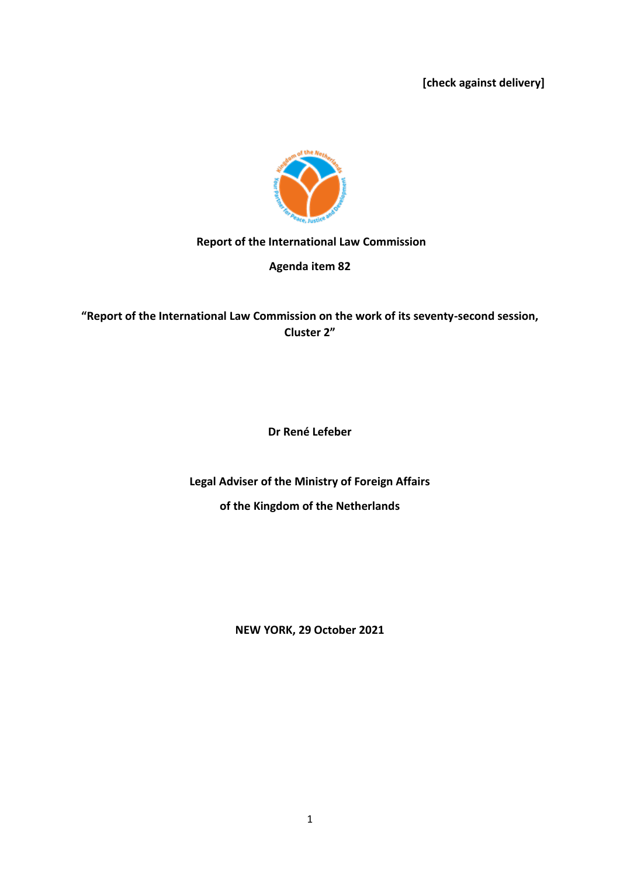**[check against delivery]**

**Report of the International Law Commission**

**Agenda item 82**

**"Report of the International Law Commission on the work of its seventy-second session, Cluster 2"**

**Dr René Lefeber**

**Legal Adviser of the Ministry of Foreign Affairs**

**of the Kingdom of the Netherlands**

**NEW YORK, 29 October 2021**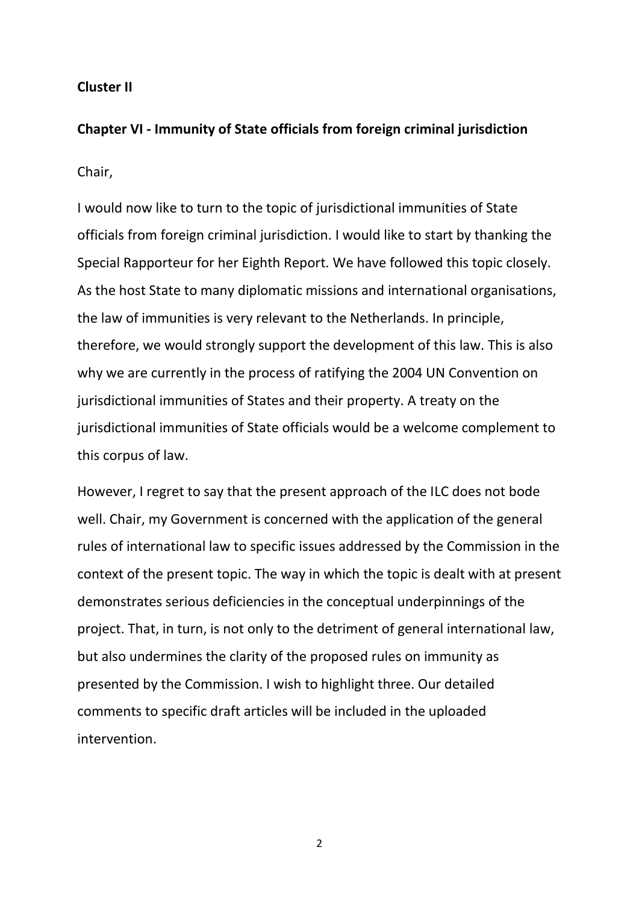**Cluster II**

**Chapter VI - Immunity of State officials from foreign criminal jurisdiction**

Chair,

I would now like to turn to the topic of jurisdictional immunities of State officials from foreign criminal jurisdiction. I would like to start by thanking the Special Rapporteur for her Eighth Report. We have followed this topic closely. As the host State to many diplomatic missions and international organisations, the law of immunities is very relevant to the Netherlands. In principle, therefore, we would strongly support the development of this law. This is also why we are currently in the process of ratifying the 2004 UN Convention on jurisdictional immunities of States and their property. A treaty on the jurisdictional immunities of State officials would be a welcome complement to this corpus of law.

However, I regret to say that the present approach of the ILC does not bode well. Chair, my Government is concerned with the application of the general rules of international law to specific issues addressed by the Commission in the context of the present topic. The way in which the topic is dealt with at present demonstrates serious deficiencies in the conceptual underpinnings of the project. That, in turn, is not only to the detriment of general international law, but also undermines the clarity of the proposed rules on immunity as presented by the Commission. I wish to highlight three. Our detailed comments to specific draft articles will be included in the uploaded intervention.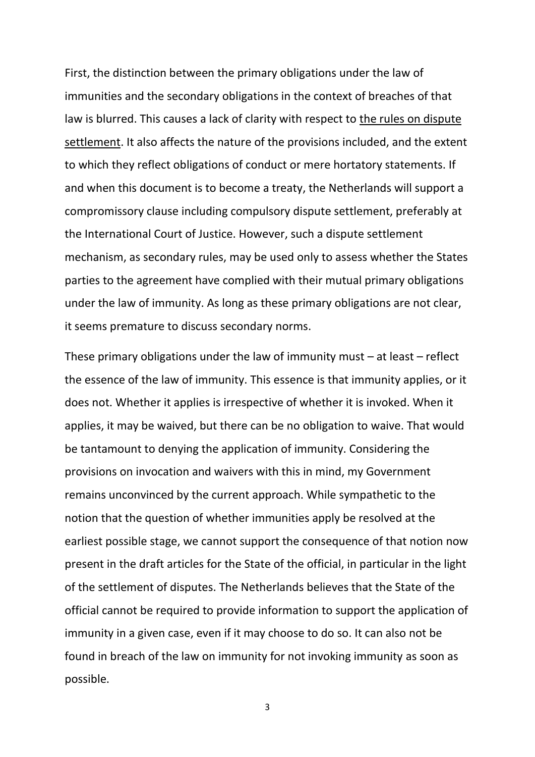First, the distinction between the primary obligations under the law of immunities and the secondary obligations in the context of breaches of that law is blurred. This causes a lack of clarity with respect to <u>the rules on dispute settlement</u>. It also affects the nature of the provisions included, and the extent to which they reflect obligations of conduct or mere hortatory statements. If and when this document is to become a treaty, the Netherlands will support a compromissory clause including compulsory dispute settlement, preferably at the International Court of Justice. However, such a dispute settlement mechanism, as secondary rules, may be used only to assess whether the States parties to the agreement have complied with their mutual primary obligations under the law of immunity. As long as these primary obligations are not clear, it seems premature to discuss secondary norms.

These primary obligations under the law of immunity must – at least – reflect the essence of the law of immunity. This essence is that immunity applies, or it does not. Whether it applies is irrespective of whether it is invoked. When it applies, it may be waived, but there can be no obligation to waive. That would be tantamount to denying the application of immunity. Considering the provisions on invocation and waivers with this in mind, my Government remains unconvinced by the current approach. While sympathetic to the notion that the question of whether immunities apply be resolved at the earliest possible stage, we cannot support the consequence of that notion now present in the draft articles for the State of the official, in particular in the light of the settlement of disputes. The Netherlands believes that the State of the official cannot be required to provide information to support the application of immunity in a given case, even if it may choose to do so. It can also not be found in breach of the law on immunity for not invoking immunity as soon as possible.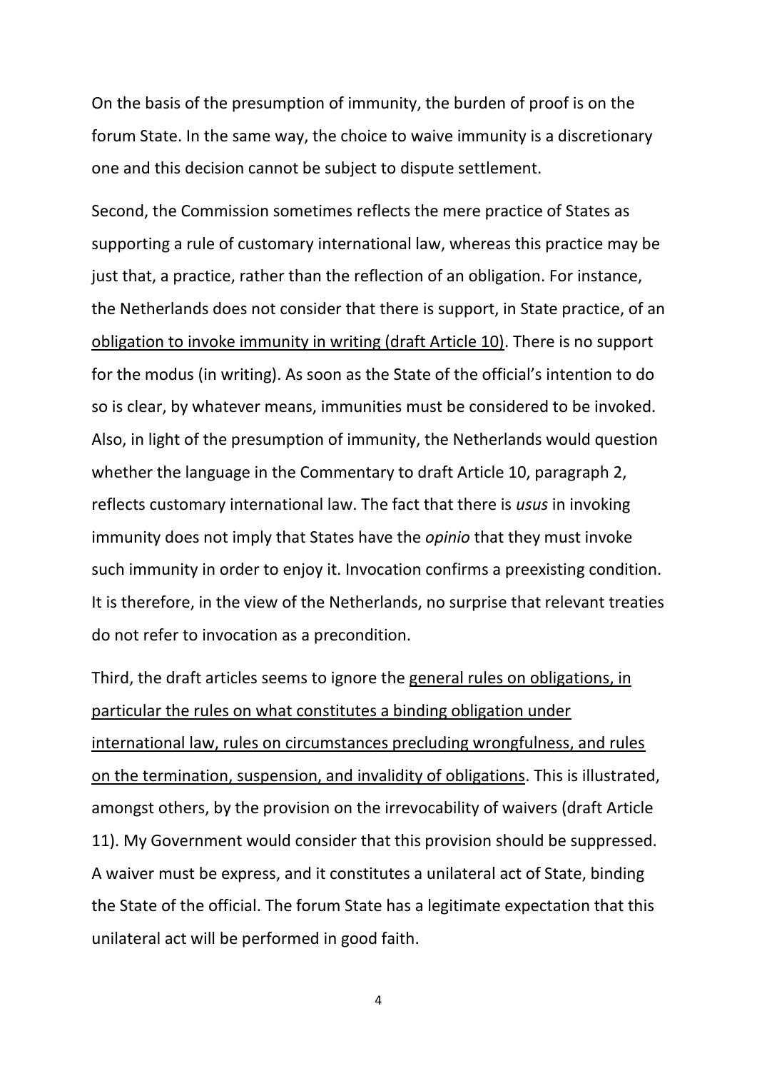On the basis of the presumption of immunity, the burden of proof is on the forum State. In the same way, the choice to waive immunity is a discretionary one and this decision cannot be subject to dispute settlement.

Second, the Commission sometimes reflects the mere practice of States as supporting a rule of customary international law, whereas this practice may be just that, a practice, rather than the reflection of an obligation. For instance, the Netherlands does not consider that there is support, in State practice, of an <u>obligation to invoke immunity in writing (draft Article 10)</u>. There is no support for the modus (in writing). As soon as the State of the official's intention to do so is clear, by whatever means, immunities must be considered to be invoked. Also, in light of the presumption of immunity, the Netherlands would question whether the language in the Commentary to draft Article 10, paragraph 2, reflects customary international law. The fact that there is *usus* in invoking immunity does not imply that States have the *opinio* that they must invoke such immunity in order to enjoy it. Invocation confirms a preexisting condition. It is therefore, in the view of the Netherlands, no surprise that relevant treaties do not refer to invocation as a precondition.

Third, the draft articles seems to ignore the <u>general rules on obligations, in particular the rules on what constitutes a binding obligation under international law, rules on circumstances precluding wrongfulness, and rules on the termination, suspension, and invalidity of obligations</u>. This is illustrated, amongst others, by the provision on the irrevocability of waivers (draft Article 11). My Government would consider that this provision should be suppressed. A waiver must be express, and it constitutes a unilateral act of State, binding the State of the official. The forum State has a legitimate expectation that this unilateral act will be performed in good faith.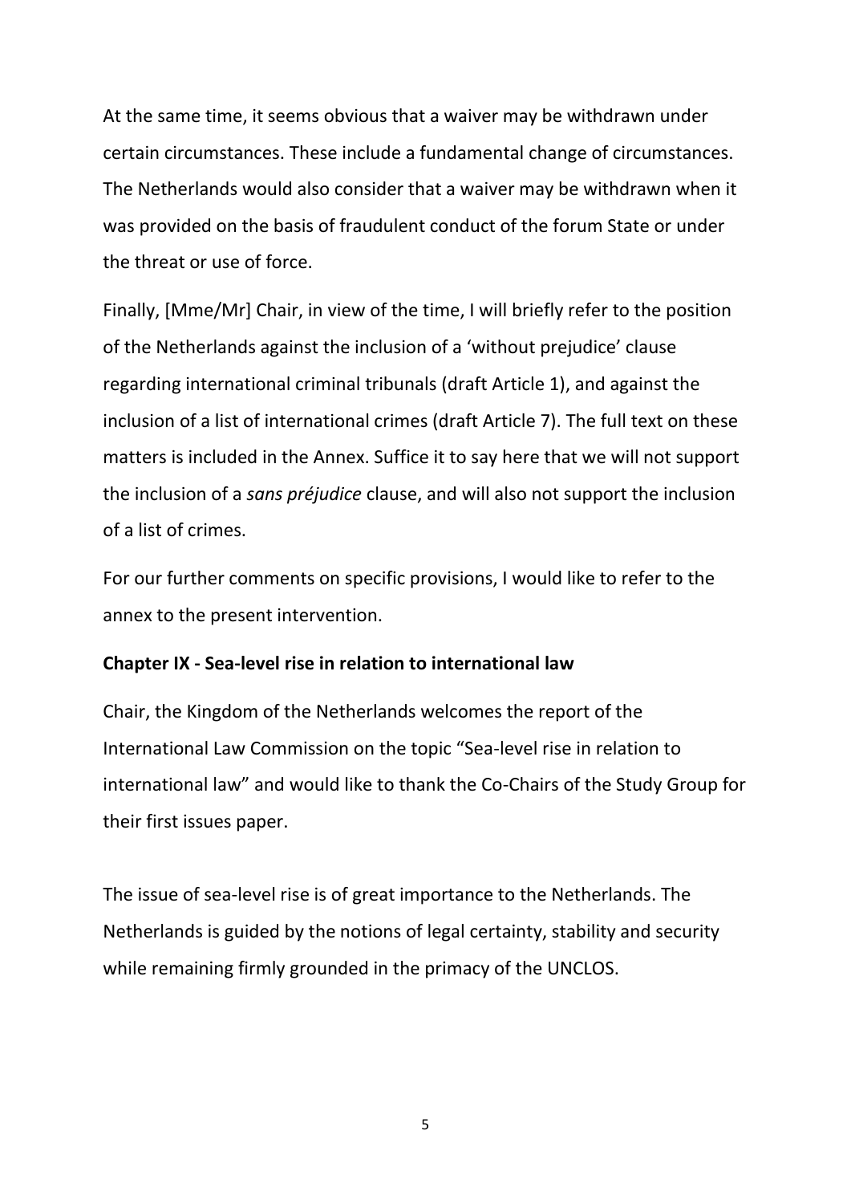At the same time, it seems obvious that a waiver may be withdrawn under certain circumstances. These include a fundamental change of circumstances. The Netherlands would also consider that a waiver may be withdrawn when it was provided on the basis of fraudulent conduct of the forum State or under the threat or use of force.

Finally, [Mme/Mr] Chair, in view of the time, I will briefly refer to the position of the Netherlands against the inclusion of a 'without prejudice' clause regarding international criminal tribunals (draft Article 1), and against the inclusion of a list of international crimes (draft Article 7). The full text on these matters is included in the Annex. Suffice it to say here that we will not support the inclusion of a *sans préjudice* clause, and will also not support the inclusion of a list of crimes.

For our further comments on specific provisions, I would like to refer to the annex to the present intervention.

**Chapter IX - Sea-level rise in relation to international law**

Chair, the Kingdom of the Netherlands welcomes the report of the International Law Commission on the topic "Sea-level rise in relation to international law" and would like to thank the Co-Chairs of the Study Group for their first issues paper.

The issue of sea-level rise is of great importance to the Netherlands. The Netherlands is guided by the notions of legal certainty, stability and security while remaining firmly grounded in the primacy of the UNCLOS.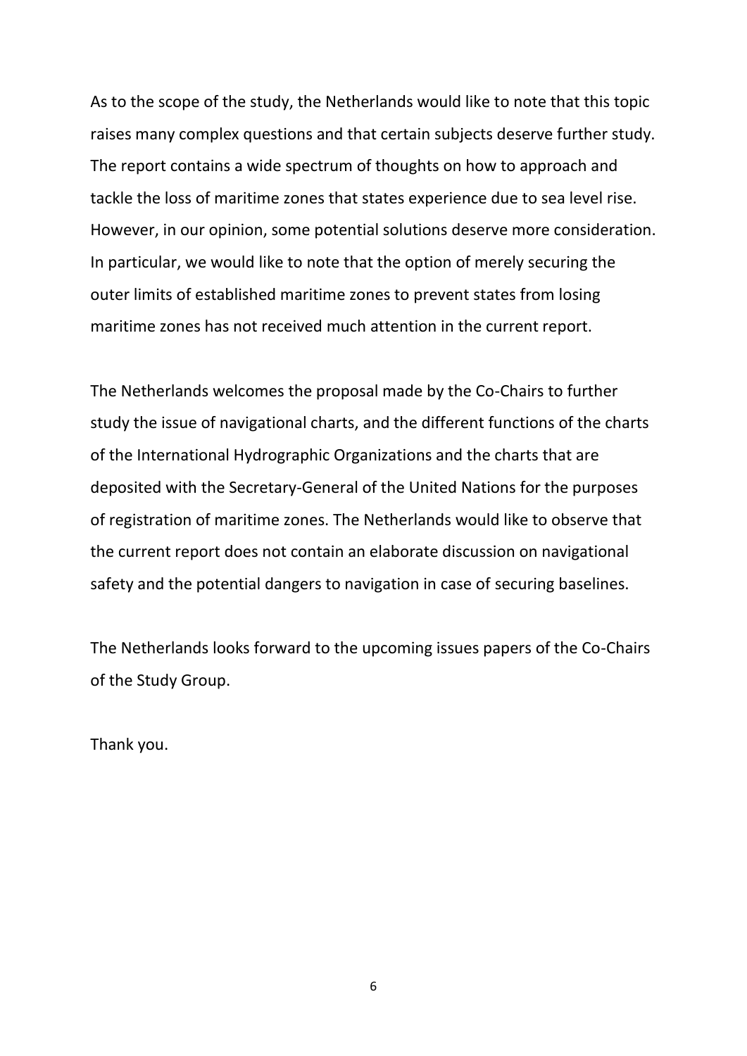As to the scope of the study, the Netherlands would like to note that this topic raises many complex questions and that certain subjects deserve further study. The report contains a wide spectrum of thoughts on how to approach and tackle the loss of maritime zones that states experience due to sea level rise. However, in our opinion, some potential solutions deserve more consideration. In particular, we would like to note that the option of merely securing the outer limits of established maritime zones to prevent states from losing maritime zones has not received much attention in the current report.

The Netherlands welcomes the proposal made by the Co-Chairs to further study the issue of navigational charts, and the different functions of the charts of the International Hydrographic Organizations and the charts that are deposited with the Secretary-General of the United Nations for the purposes of registration of maritime zones. The Netherlands would like to observe that the current report does not contain an elaborate discussion on navigational safety and the potential dangers to navigation in case of securing baselines.

The Netherlands looks forward to the upcoming issues papers of the Co-Chairs of the Study Group.

Thank you.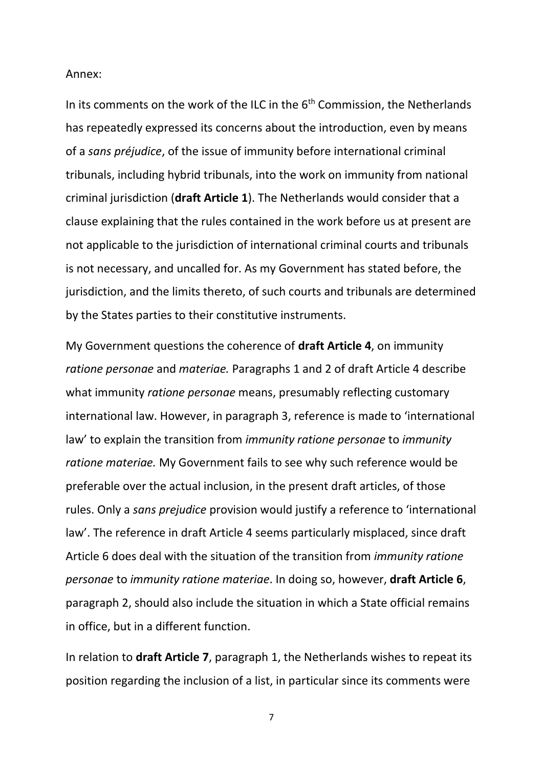Annex:

In its comments on the work of the ILC in the 6th Commission, the Netherlands has repeatedly expressed its concerns about the introduction, even by means of a *sans préjudice*, of the issue of immunity before international criminal tribunals, including hybrid tribunals, into the work on immunity from national criminal jurisdiction (**draft Article 1**). The Netherlands would consider that a clause explaining that the rules contained in the work before us at present are not applicable to the jurisdiction of international criminal courts and tribunals is not necessary, and uncalled for. As my Government has stated before, the jurisdiction, and the limits thereto, of such courts and tribunals are determined by the States parties to their constitutive instruments.

My Government questions the coherence of **draft Article 4**, on immunity *ratione personae* and *materiae.* Paragraphs 1 and 2 of draft Article 4 describe what immunity *ratione personae* means, presumably reflecting customary international law. However, in paragraph 3, reference is made to 'international law' to explain the transition from *immunity ratione personae* to *immunity ratione materiae.* My Government fails to see why such reference would be preferable over the actual inclusion, in the present draft articles, of those rules. Only a *sans prejudice* provision would justify a reference to 'international law'. The reference in draft Article 4 seems particularly misplaced, since draft Article 6 does deal with the situation of the transition from *immunity ratione personae* to *immunity ratione materiae*. In doing so, however, **draft Article 6**, paragraph 2, should also include the situation in which a State official remains in office, but in a different function.

In relation to **draft Article 7**, paragraph 1, the Netherlands wishes to repeat its position regarding the inclusion of a list, in particular since its comments were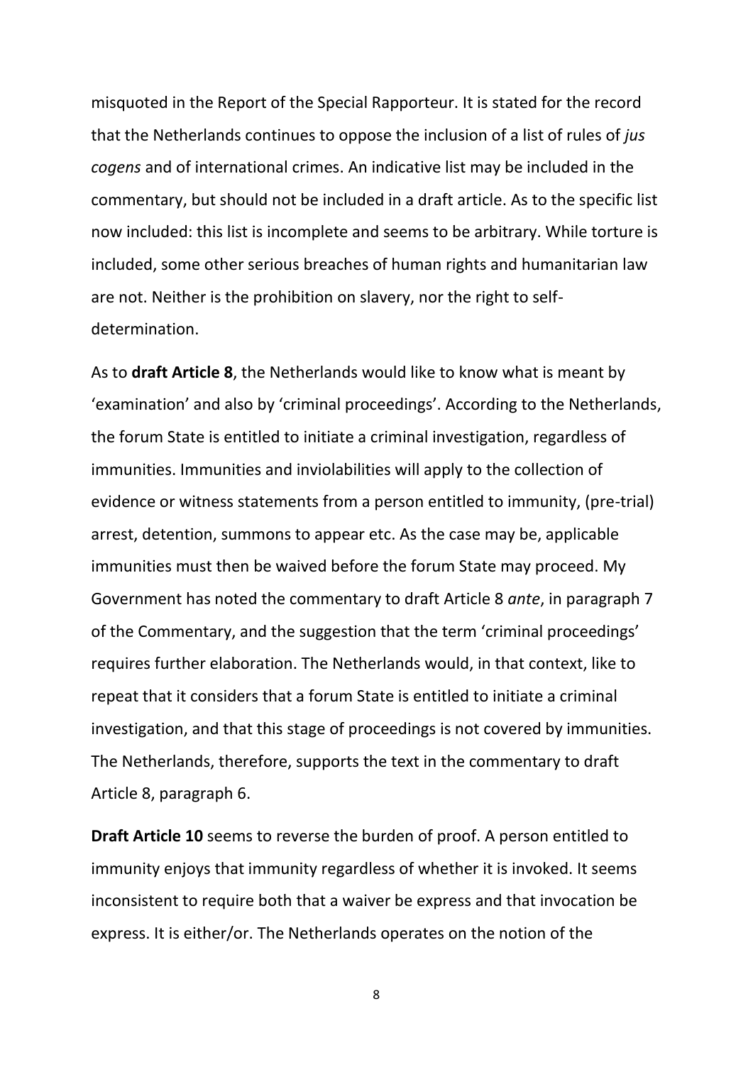misquoted in the Report of the Special Rapporteur. It is stated for the record that the Netherlands continues to oppose the inclusion of a list of rules of *jus cogens* and of international crimes. An indicative list may be included in the commentary, but should not be included in a draft article. As to the specific list now included: this list is incomplete and seems to be arbitrary. While torture is included, some other serious breaches of human rights and humanitarian law are not. Neither is the prohibition on slavery, nor the right to self-determination.

As to **draft Article 8**, the Netherlands would like to know what is meant by 'examination' and also by 'criminal proceedings'. According to the Netherlands, the forum State is entitled to initiate a criminal investigation, regardless of immunities. Immunities and inviolabilities will apply to the collection of evidence or witness statements from a person entitled to immunity, (pre-trial) arrest, detention, summons to appear etc. As the case may be, applicable immunities must then be waived before the forum State may proceed. My Government has noted the commentary to draft Article 8 *ante*, in paragraph 7 of the Commentary, and the suggestion that the term 'criminal proceedings' requires further elaboration. The Netherlands would, in that context, like to repeat that it considers that a forum State is entitled to initiate a criminal investigation, and that this stage of proceedings is not covered by immunities. The Netherlands, therefore, supports the text in the commentary to draft Article 8, paragraph 6.

**Draft Article 10** seems to reverse the burden of proof. A person entitled to immunity enjoys that immunity regardless of whether it is invoked. It seems inconsistent to require both that a waiver be express and that invocation be express. It is either/or. The Netherlands operates on the notion of the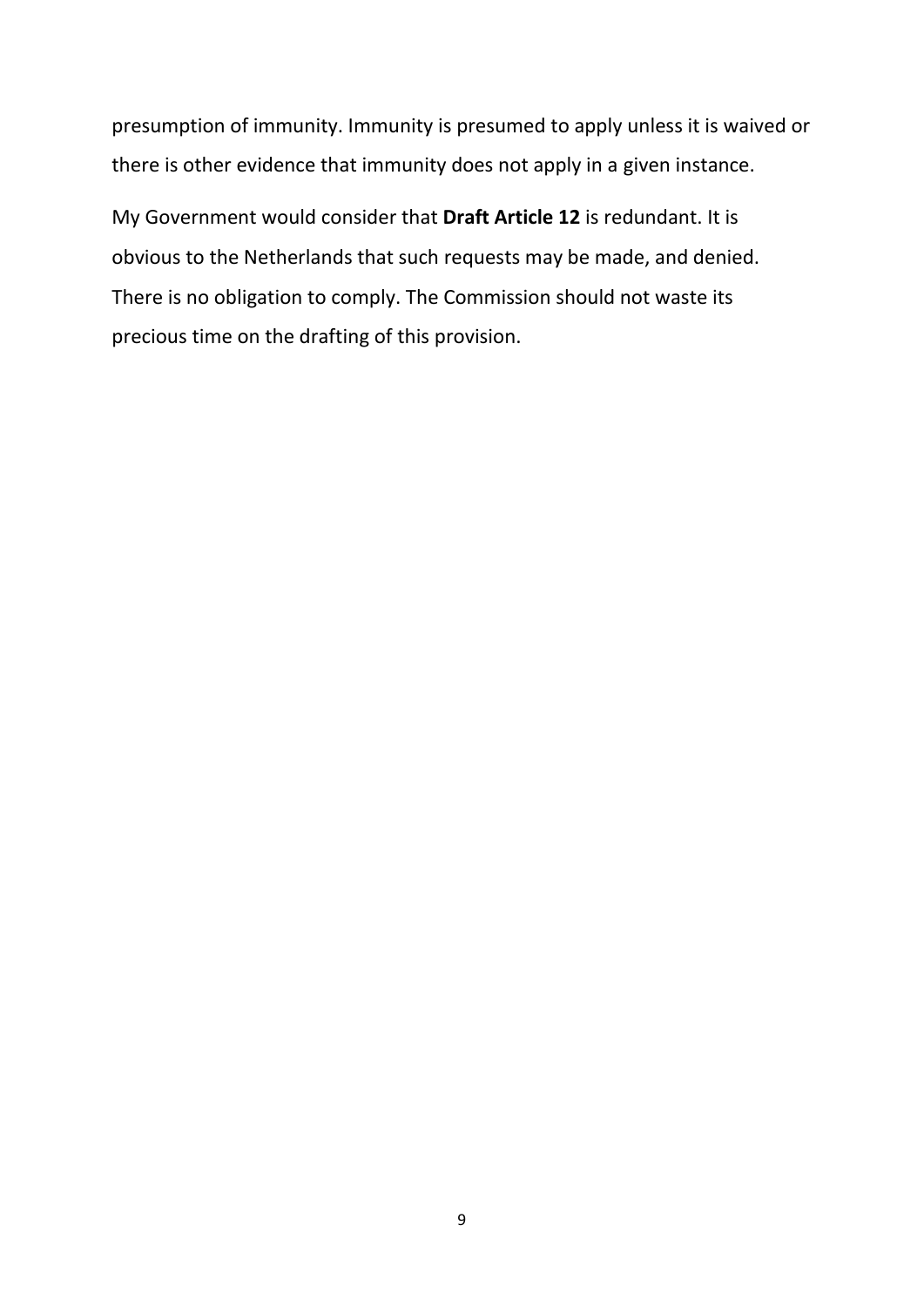presumption of immunity. Immunity is presumed to apply unless it is waived or there is other evidence that immunity does not apply in a given instance.

My Government would consider that **Draft Article 12** is redundant. It is obvious to the Netherlands that such requests may be made, and denied. There is no obligation to comply. The Commission should not waste its precious time on the drafting of this provision.